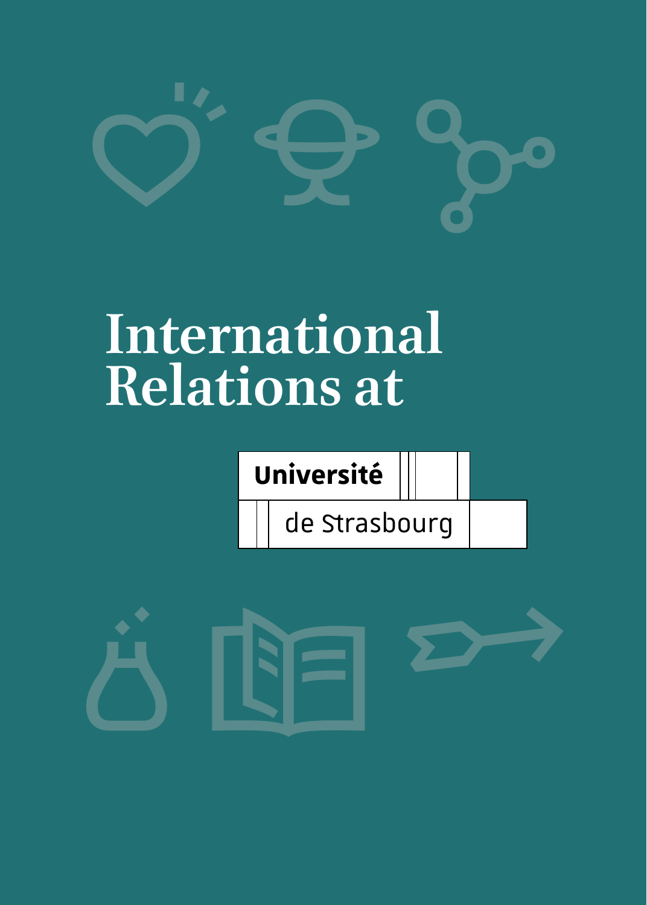# International Relations at

Université

de Strasbourg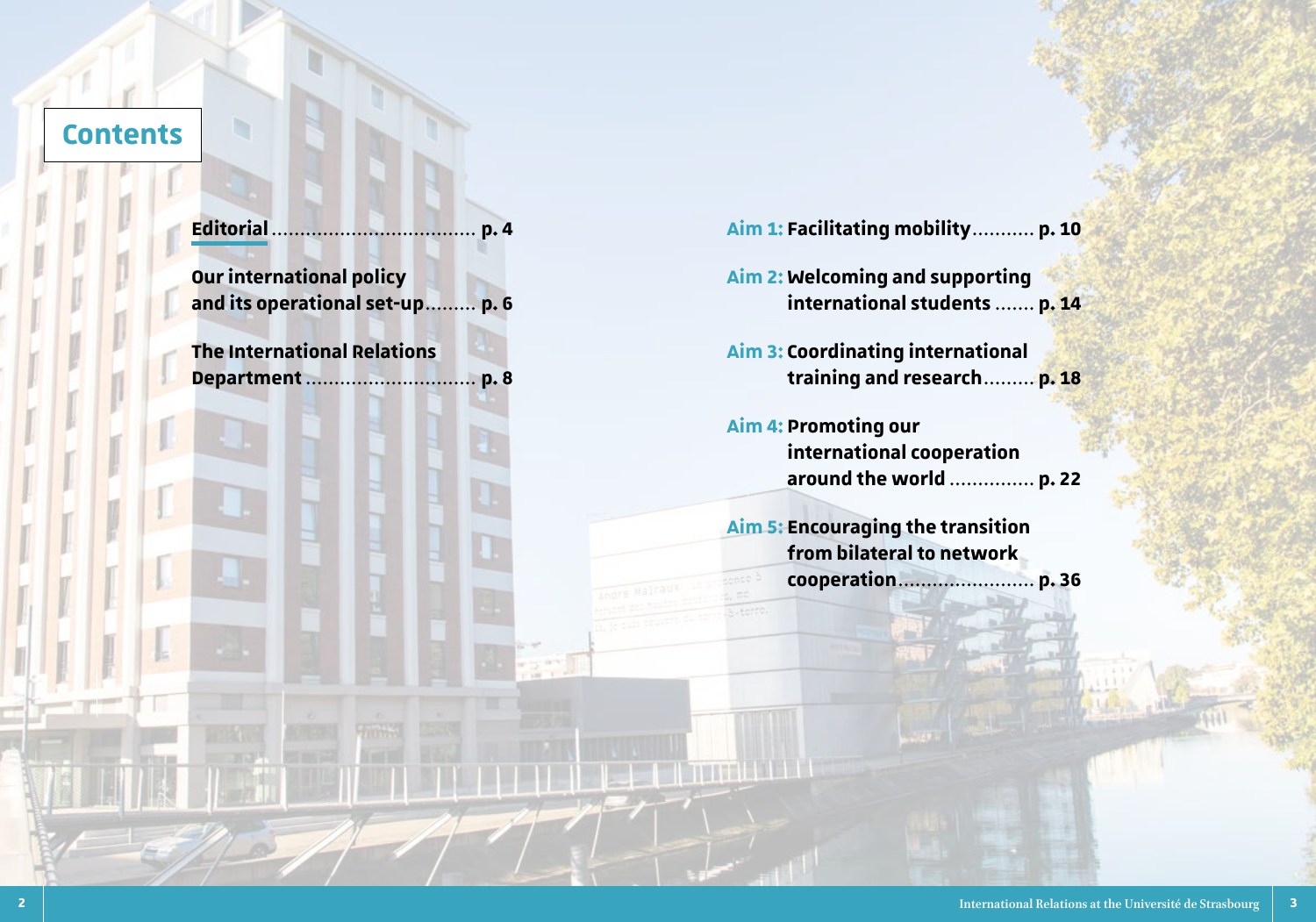# Contents

**Editorial** .................................... **p. 4**

**Our international policy and its operational set-up** ......... **p. 6**

**The International Relations Department** .............................. **p. 8**

**Aim 1: Facilitating mobility** ........... **p. 10**

**Aim 2: Welcoming and supporting international students** ....... **p. 14**

**Aim 3: Coordinating international training and research** ......... **p. 18**

**Aim 4: Promoting our international cooperation around the world** ............... **p. 22**

**Aim 5: Encouraging the transition from bilateral to network cooperation** ........................ **p. 36**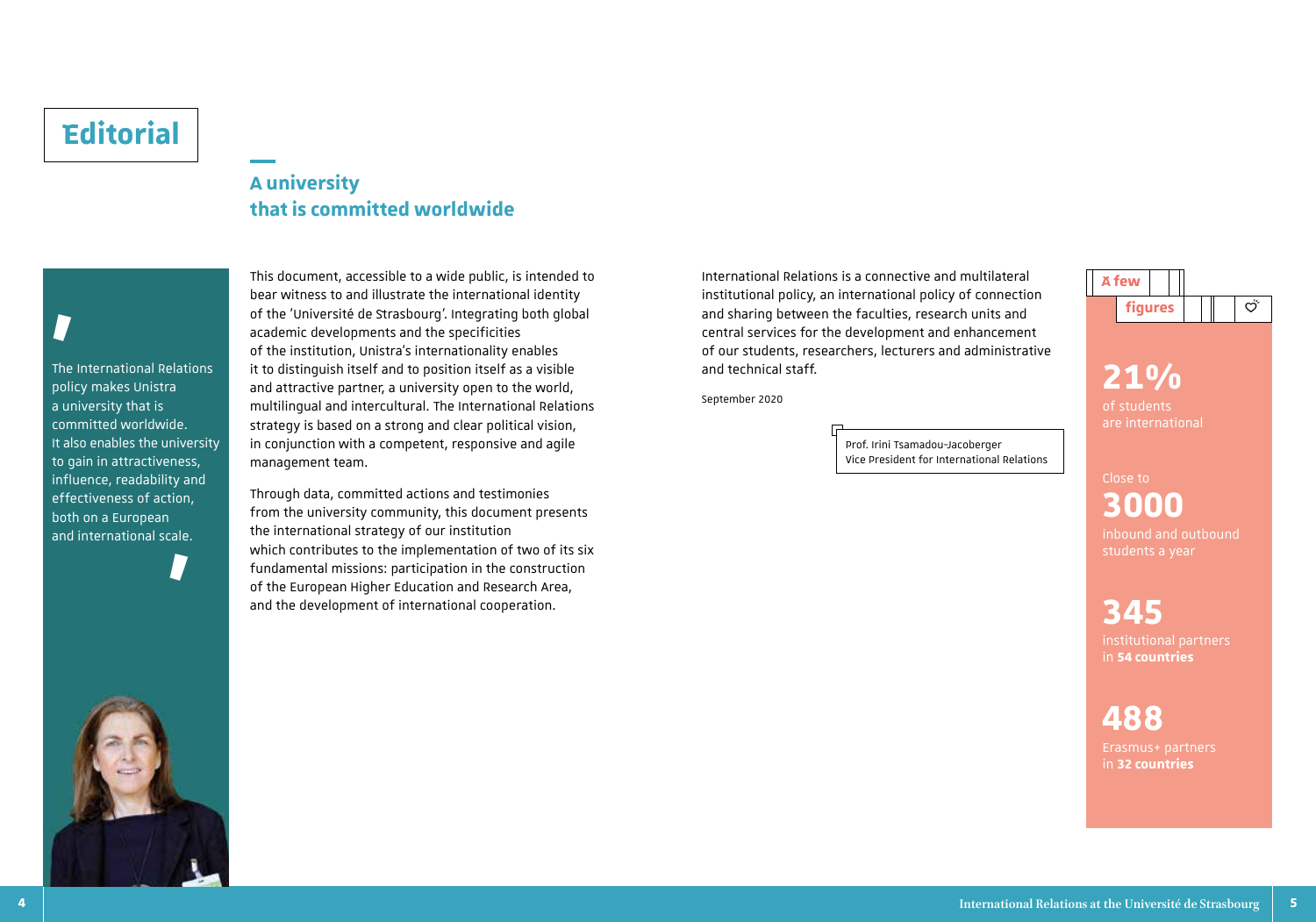# Editorial

## A university that is committed worldwide

> The International Relations policy makes Unistra a university that is committed worldwide. It also enables the university to gain in attractiveness, influence, readability and effectiveness of action, both on a European and international scale.

This document, accessible to a wide public, is intended to bear witness to and illustrate the international identity of the 'Université de Strasbourg'. Integrating both global academic developments and the specificities of the institution, Unistra's internationality enables it to distinguish itself and to position itself as a visible and attractive partner, a university open to the world, multilingual and intercultural. The International Relations strategy is based on a strong and clear political vision, in conjunction with a competent, responsive and agile management team.

Through data, committed actions and testimonies from the university community, this document presents the international strategy of our institution which contributes to the implementation of two of its six fundamental missions: participation in the construction of the European Higher Education and Research Area, and the development of international cooperation.

International Relations is a connective and multilateral institutional policy, an international policy of connection and sharing between the faculties, research units and central services for the development and enhancement of our students, researchers, lecturers and administrative and technical staff.

September 2020

Prof. Irini Tsamadou-Jacoberger
Vice President for International Relations

### A few figures

**21%**
of students are international

Close to
**3000**
inbound and outbound students a year

**345**
institutional partners in **54 countries**

**488**
Erasmus+ partners in **32 countries**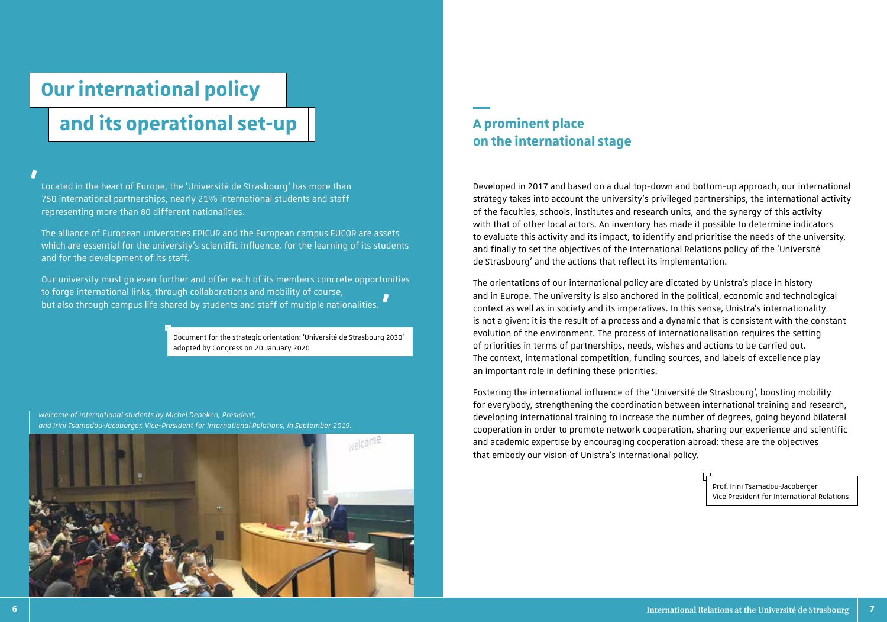# Our international policy and its operational set-up

Located in the heart of Europe, the 'Université de Strasbourg' has more than 750 international partnerships, nearly 21% international students and staff representing more than 80 different nationalities.

The alliance of European universities EPICUR and the European campus EUCOR are assets which are essential for the university's scientific influence, for the learning of its students and for the development of its staff.

Our university must go even further and offer each of its members concrete opportunities to forge international links, through collaborations and mobility of course, but also through campus life shared by students and staff of multiple nationalities.

Document for the strategic orientation: 'Université de Strasbourg 2030' adopted by Congress on 20 January 2020

*Welcome of international students by Michel Deneken, President, and Irini Tsamadou-Jacoberger, Vice-President for International Relations, in September 2019.*

## A prominent place on the international stage

Developed in 2017 and based on a dual top-down and bottom-up approach, our international strategy takes into account the university's privileged partnerships, the international activity of the faculties, schools, institutes and research units, and the synergy of this activity with that of other local actors. An inventory has made it possible to determine indicators to evaluate this activity and its impact, to identify and prioritise the needs of the university, and finally to set the objectives of the International Relations policy of the 'Université de Strasbourg' and the actions that reflect its implementation.

The orientations of our international policy are dictated by Unistra's place in history and in Europe. The university is also anchored in the political, economic and technological context as well as in society and its imperatives. In this sense, Unistra's internationality is not a given: it is the result of a process and a dynamic that is consistent with the constant evolution of the environment. The process of internationalisation requires the setting of priorities in terms of partnerships, needs, wishes and actions to be carried out. The context, international competition, funding sources, and labels of excellence play an important role in defining these priorities.

Fostering the international influence of the 'Université de Strasbourg', boosting mobility for everybody, strengthening the coordination between international training and research, developing international training to increase the number of degrees, going beyond bilateral cooperation in order to promote network cooperation, sharing our experience and scientific and academic expertise by encouraging cooperation abroad: these are the objectives that embody our vision of Unistra's international policy.

Prof. Irini Tsamadou-Jacoberger
Vice President for International Relations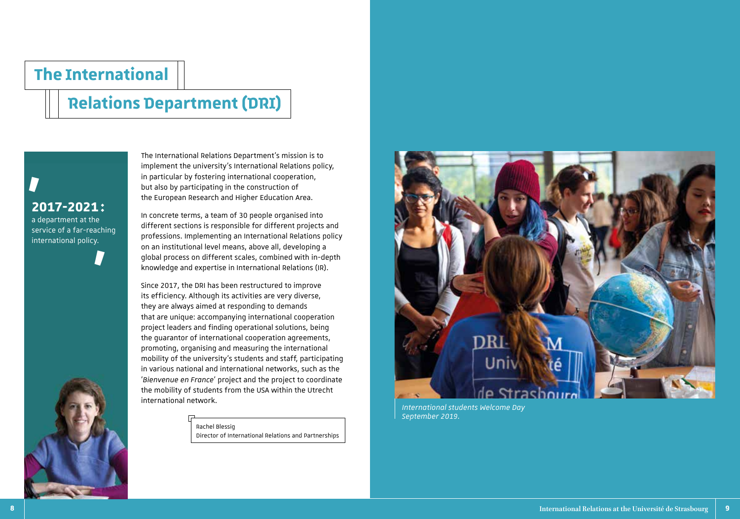# The International Relations Department (DRI)

**2017-2021:**
a department at the service of a far-reaching international policy.

The International Relations Department's mission is to implement the university's International Relations policy, in particular by fostering international cooperation, but also by participating in the construction of the European Research and Higher Education Area.

In concrete terms, a team of 30 people organised into different sections is responsible for different projects and professions. Implementing an International Relations policy on an institutional level means, above all, developing a global process on different scales, combined with in-depth knowledge and expertise in International Relations (IR).

Since 2017, the DRI has been restructured to improve its efficiency. Although its activities are very diverse, they are always aimed at responding to demands that are unique: accompanying international cooperation project leaders and finding operational solutions, being the guarantor of international cooperation agreements, promoting, organising and measuring the international mobility of the university's students and staff, participating in various national and international networks, such as the '*Bienvenue en France*' project and the project to coordinate the mobility of students from the USA within the Utrecht international network.

Rachel Blessig
Director of International Relations and Partnerships

*International students Welcome Day September 2019.*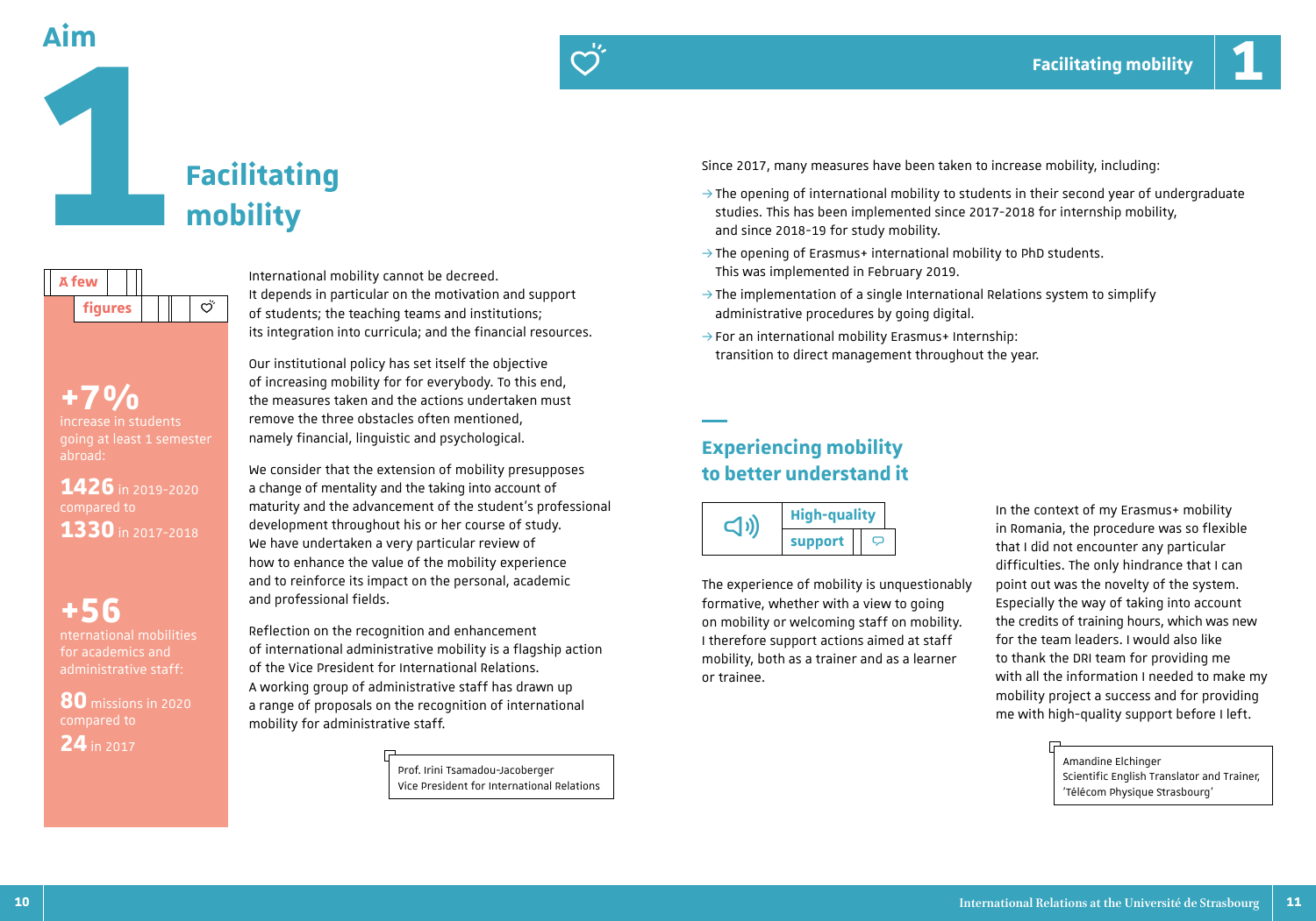# Aim 1

# Facilitating mobility

## A few figures

**+7%**
increase in students going at least 1 semester abroad:

**1426** in 2019-2020
compared to
**1330** in 2017-2018

**+56**
nternational mobilities for academics and administrative staff:

**80** missions in 2020
compared to
**24** in 2017

International mobility cannot be decreed.
It depends in particular on the motivation and support of students; the teaching teams and institutions; its integration into curricula; and the financial resources.

Our institutional policy has set itself the objective of increasing mobility for for everybody. To this end, the measures taken and the actions undertaken must remove the three obstacles often mentioned, namely financial, linguistic and psychological.

We consider that the extension of mobility presupposes a change of mentality and the taking into account of maturity and the advancement of the student's professional development throughout his or her course of study. We have undertaken a very particular review of how to enhance the value of the mobility experience and to reinforce its impact on the personal, academic and professional fields.

Reflection on the recognition and enhancement of international administrative mobility is a flagship action of the Vice President for International Relations. A working group of administrative staff has drawn up a range of proposals on the recognition of international mobility for administrative staff.

Prof. Irini Tsamadou-Jacoberger
Vice President for International Relations

Since 2017, many measures have been taken to increase mobility, including:

- → The opening of international mobility to students in their second year of undergraduate studies. This has been implemented since 2017-2018 for internship mobility, and since 2018-19 for study mobility.
- → The opening of Erasmus+ international mobility to PhD students. This was implemented in February 2019.
- → The implementation of a single International Relations system to simplify administrative procedures by going digital.
- → For an international mobility Erasmus+ Internship: transition to direct management throughout the year.

## Experiencing mobility to better understand it

### High-quality support

The experience of mobility is unquestionably formative, whether with a view to going on mobility or welcoming staff on mobility. I therefore support actions aimed at staff mobility, both as a trainer and as a learner or trainee.

In the context of my Erasmus+ mobility in Romania, the procedure was so flexible that I did not encounter any particular difficulties. The only hindrance that I can point out was the novelty of the system. Especially the way of taking into account the credits of training hours, which was new for the team leaders. I would also like to thank the DRI team for providing me with all the information I needed to make my mobility project a success and for providing me with high-quality support before I left.

Amandine Elchinger
Scientific English Translator and Trainer, 'Télécom Physique Strasbourg'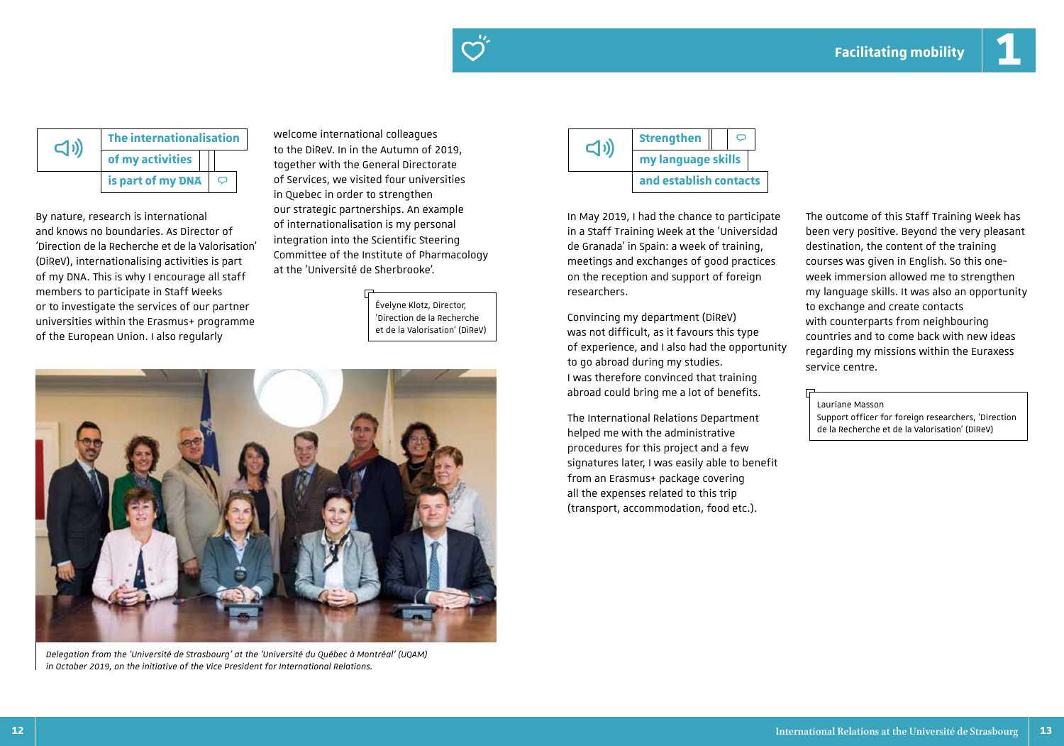## Facilitating mobility 1

### The internationalisation of my activities is part of my DNA

By nature, research is international and knows no boundaries. As Director of 'Direction de la Recherche et de la Valorisation' (DiReV), internationalising activities is part of my DNA. This is why I encourage all staff members to participate in Staff Weeks or to investigate the services of our partner universities within the Erasmus+ programme of the European Union. I also regularly welcome international colleagues to the DiReV. In in the Autumn of 2019, together with the General Directorate of Services, we visited four universities in Quebec in order to strengthen our strategic partnerships. An example of internationalisation is my personal integration into the Scientific Steering Committee of the Institute of Pharmacology at the 'Université de Sherbrooke'.

Évelyne Klotz, Director, 'Direction de la Recherche et de la Valorisation' (DiReV)

*Delegation from the 'Université de Strasbourg' at the 'Université du Québec à Montréal' (UQAM) in October 2019, on the initiative of the Vice President for International Relations.*

### Strengthen my language skills and establish contacts

In May 2019, I had the chance to participate in a Staff Training Week at the 'Universidad de Granada' in Spain: a week of training, meetings and exchanges of good practices on the reception and support of foreign researchers.

Convincing my department (DiReV) was not difficult, as it favours this type of experience, and I also had the opportunity to go abroad during my studies. I was therefore convinced that training abroad could bring me a lot of benefits.

The International Relations Department helped me with the administrative procedures for this project and a few signatures later, I was easily able to benefit from an Erasmus+ package covering all the expenses related to this trip (transport, accommodation, food etc.).

The outcome of this Staff Training Week has been very positive. Beyond the very pleasant destination, the content of the training courses was given in English. So this one-week immersion allowed me to strengthen my language skills. It was also an opportunity to exchange and create contacts with counterparts from neighbouring countries and to come back with new ideas regarding my missions within the Euraxess service centre.

Lauriane Masson
Support officer for foreign researchers, 'Direction de la Recherche et de la Valorisation' (DiReV)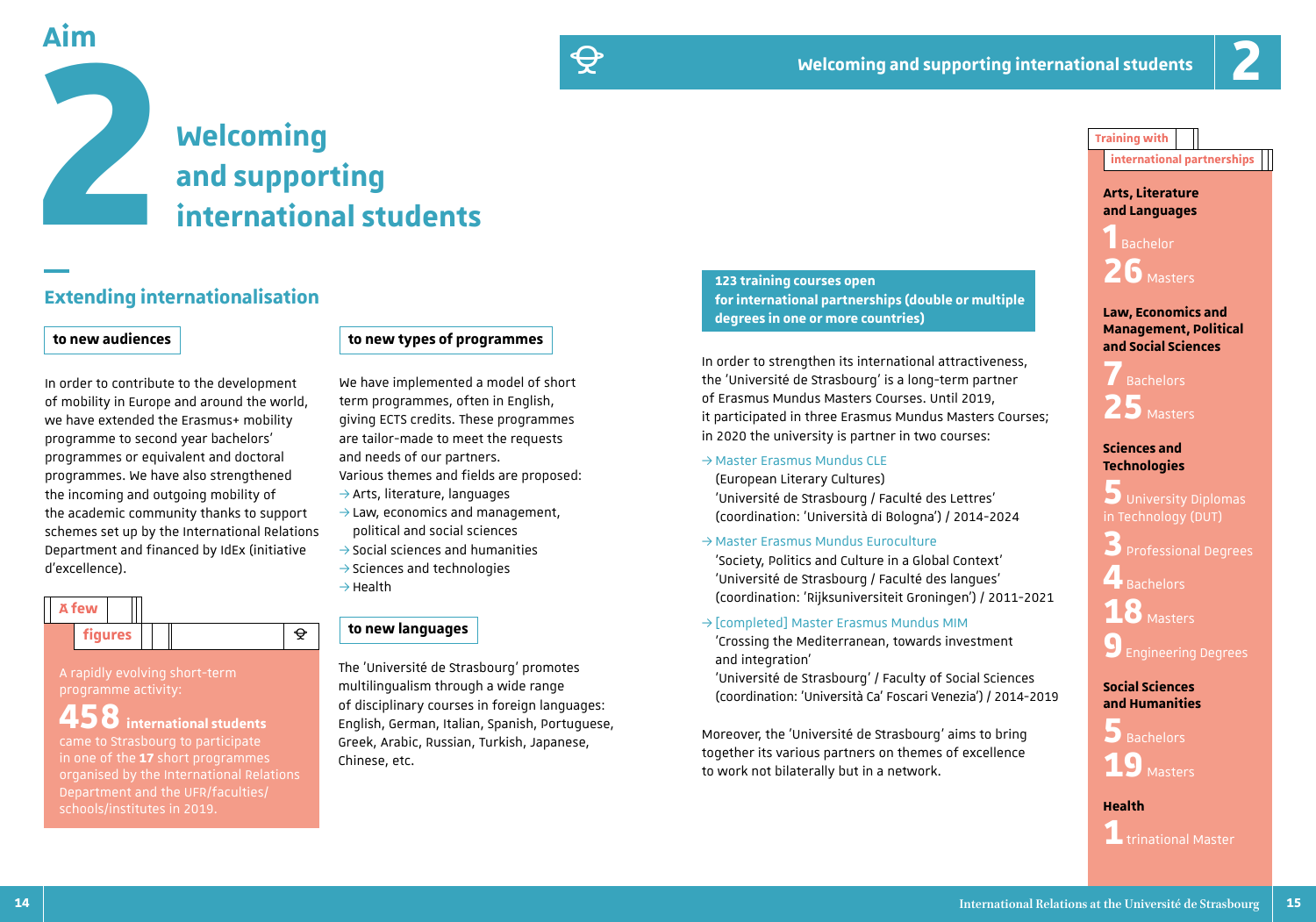# Aim 2

# Welcoming and supporting international students

## Extending internationalisation

### to new audiences

In order to contribute to the development of mobility in Europe and around the world, we have extended the Erasmus+ mobility programme to second year bachelors' programmes or equivalent and doctoral programmes. We have also strengthened the incoming and outgoing mobility of the academic community thanks to support schemes set up by the International Relations Department and financed by IdEx (initiative d'excellence).

### A few figures

A rapidly evolving short-term programme activity:

**458 international students** came to Strasbourg to participate in one of the **17** short programmes organised by the International Relations Department and the UFR/faculties/schools/institutes in 2019.

### to new types of programmes

We have implemented a model of short term programmes, often in English, giving ECTS credits. These programmes are tailor-made to meet the requests and needs of our partners.

Various themes and fields are proposed:

- → Arts, literature, languages
- → Law, economics and management, political and social sciences
- → Social sciences and humanities
- → Sciences and technologies
- → Health

### to new languages

The 'Université de Strasbourg' promotes multilingualism through a wide range of disciplinary courses in foreign languages: English, German, Italian, Spanish, Portuguese, Greek, Arabic, Russian, Turkish, Japanese, Chinese, etc.

**123 training courses open for international partnerships (double or multiple degrees in one or more countries)**

In order to strengthen its international attractiveness, the 'Université de Strasbourg' is a long-term partner of Erasmus Mundus Masters Courses. Until 2019, it participated in three Erasmus Mundus Masters Courses; in 2020 the university is partner in two courses:

- → Master Erasmus Mundus CLE
  (European Literary Cultures)
  'Université de Strasbourg / Faculté des Lettres'
  (coordination: 'Università di Bologna') / 2014-2024
- → Master Erasmus Mundus Euroculture
  'Society, Politics and Culture in a Global Context'
  'Université de Strasbourg / Faculté des langues'
  (coordination: 'Rijksuniversiteit Groningen') / 2011-2021
- → [completed] Master Erasmus Mundus MIM
  'Crossing the Mediterranean, towards investment and integration'
  'Université de Strasbourg' / Faculty of Social Sciences
  (coordination: 'Università Ca' Foscari Venezia') / 2014-2019

Moreover, the 'Université de Strasbourg' aims to bring together its various partners on themes of excellence to work not bilaterally but in a network.

### Training with international partnerships

**Arts, Literature and Languages**
- **1** Bachelor
- **26** Masters

**Law, Economics and Management, Political and Social Sciences**
- **7** Bachelors
- **25** Masters

**Sciences and Technologies**
- **5** University Diplomas in Technology (DUT)
- **3** Professional Degrees
- **4** Bachelors
- **18** Masters
- **9** Engineering Degrees

**Social Sciences and Humanities**
- **5** Bachelors
- **19** Masters

**Health**
- **1** trinational Master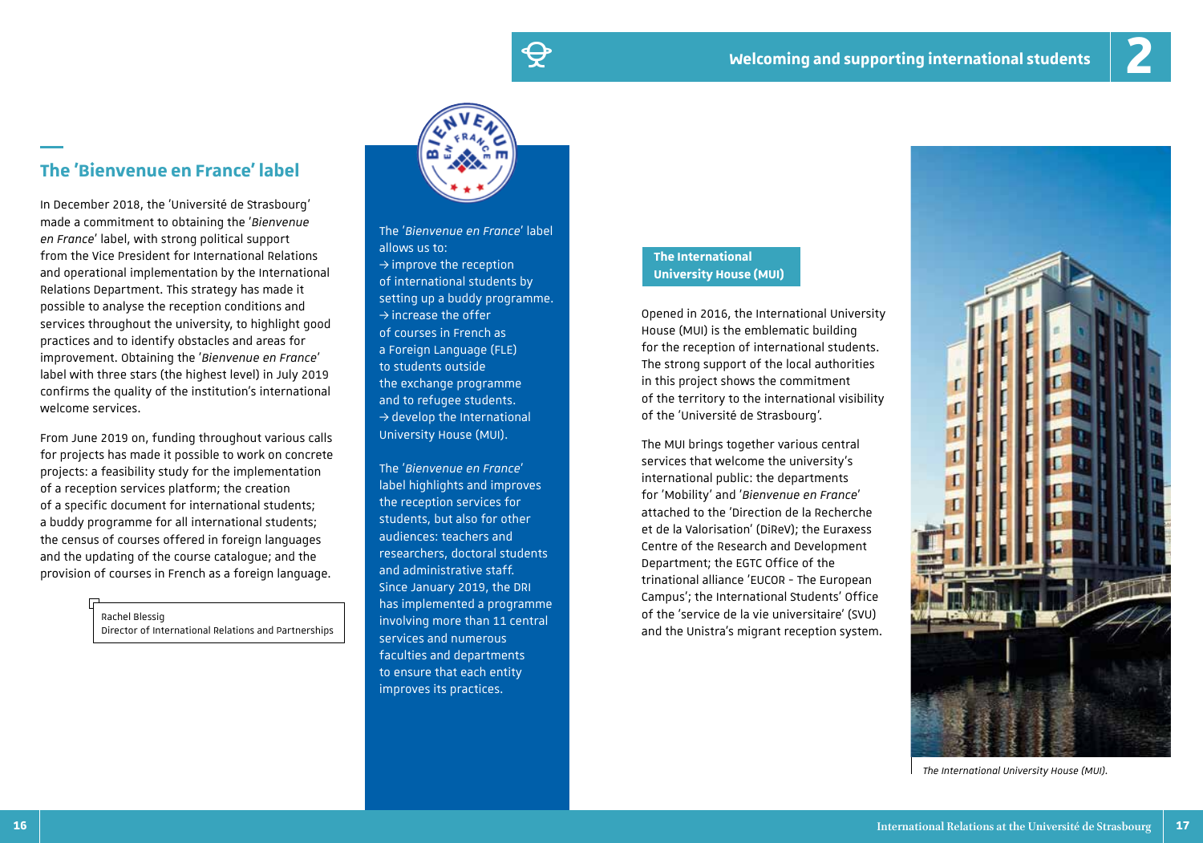## The 'Bienvenue en France' label

In December 2018, the 'Université de Strasbourg' made a commitment to obtaining the '*Bienvenue en France*' label, with strong political support from the Vice President for International Relations and operational implementation by the International Relations Department. This strategy has made it possible to analyse the reception conditions and services throughout the university, to highlight good practices and to identify obstacles and areas for improvement. Obtaining the '*Bienvenue en France*' label with three stars (the highest level) in July 2019 confirms the quality of the institution's international welcome services.

From June 2019 on, funding throughout various calls for projects has made it possible to work on concrete projects: a feasibility study for the implementation of a reception services platform; the creation of a specific document for international students; a buddy programme for all international students; the census of courses offered in foreign languages and the updating of the course catalogue; and the provision of courses in French as a foreign language.

Rachel Blessig
Director of International Relations and Partnerships

The '*Bienvenue en France*' label allows us to:
→ improve the reception of international students by setting up a buddy programme.
→ increase the offer of courses in French as a Foreign Language (FLE) to students outside the exchange programme and to refugee students.
→ develop the International University House (MUI).

The '*Bienvenue en France*' label highlights and improves the reception services for students, but also for other audiences: teachers and researchers, doctoral students and administrative staff. Since January 2019, the DRI has implemented a programme involving more than 11 central services and numerous faculties and departments to ensure that each entity improves its practices.

### The International University House (MUI)

Opened in 2016, the International University House (MUI) is the emblematic building for the reception of international students. The strong support of the local authorities in this project shows the commitment of the territory to the international visibility of the 'Université de Strasbourg'.

The MUI brings together various central services that welcome the university's international public: the departments for 'Mobility' and '*Bienvenue en France*' attached to the 'Direction de la Recherche et de la Valorisation' (DiReV); the Euraxess Centre of the Research and Development Department; the EGTC Office of the trinational alliance 'EUCOR - The European Campus'; the International Students' Office of the 'service de la vie universitaire' (SVU) and the Unistra's migrant reception system.

*The International University House (MUI).*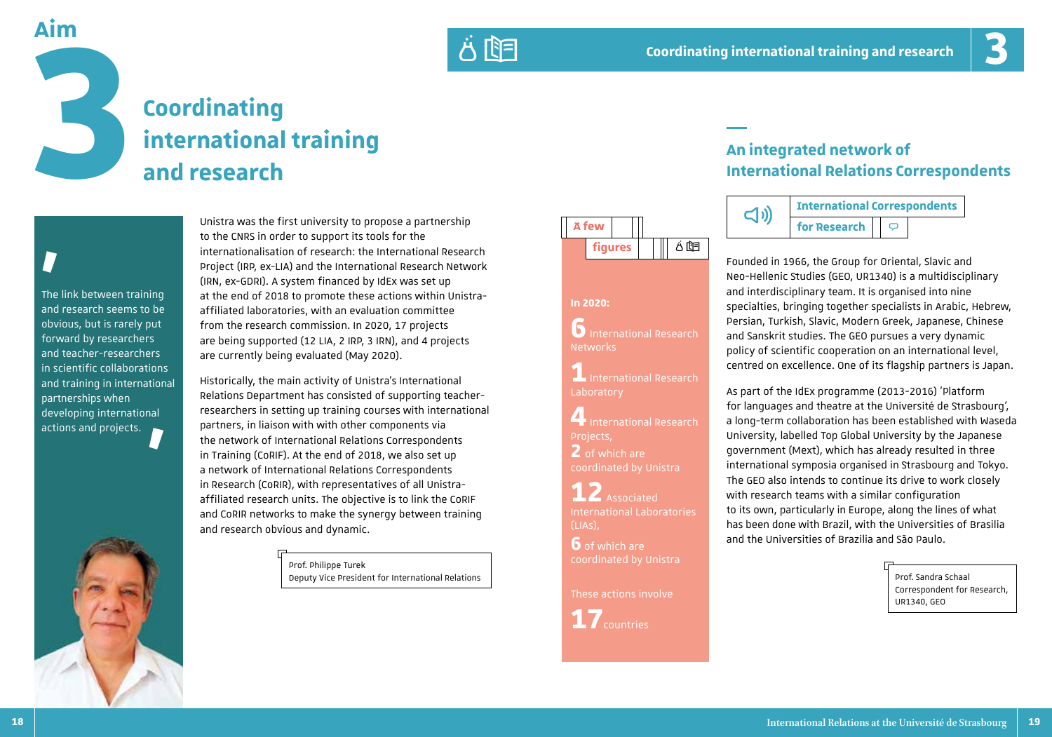# Aim 3

# Coordinating international training and research

> The link between training and research seems to be obvious, but is rarely put forward by researchers and teacher-researchers in scientific collaborations and training in international partnerships when developing international actions and projects.

Unistra was the first university to propose a partnership to the CNRS in order to support its tools for the internationalisation of research: the International Research Project (IRP, ex-LIA) and the International Research Network (IRN, ex-GDRI). A system financed by IdEx was set up at the end of 2018 to promote these actions within Unistra-affiliated laboratories, with an evaluation committee from the research commission. In 2020, 17 projects are being supported (12 LIA, 2 IRP, 3 IRN), and 4 projects are currently being evaluated (May 2020).

Historically, the main activity of Unistra's International Relations Department has consisted of supporting teacher-researchers in setting up training courses with international partners, in liaison with with other components via the network of International Relations Correspondents in Training (CoRIF). At the end of 2018, we also set up a network of International Relations Correspondents in Research (CoRIR), with representatives of all Unistra-affiliated research units. The objective is to link the CoRIF and CoRIR networks to make the synergy between training and research obvious and dynamic.

Prof. Philippe Turek
Deputy Vice President for International Relations

## A few figures

**In 2020:**

**6** International Research Networks

**1** International Research Laboratory

**4** International Research Projects,
**2** of which are coordinated by Unistra

**12** Associated International Laboratories (LIAs),
**6** of which are coordinated by Unistra

These actions involve

**17** countries

## An integrated network of International Relations Correspondents

### International Correspondents for Research

Founded in 1966, the Group for Oriental, Slavic and Neo-Hellenic Studies (GEO, UR1340) is a multidisciplinary and interdisciplinary team. It is organised into nine specialties, bringing together specialists in Arabic, Hebrew, Persian, Turkish, Slavic, Modern Greek, Japanese, Chinese and Sanskrit studies. The GEO pursues a very dynamic policy of scientific cooperation on an international level, centred on excellence. One of its flagship partners is Japan.

As part of the IdEx programme (2013-2016) 'Platform for languages and theatre at the Université de Strasbourg', a long-term collaboration has been established with Waseda University, labelled Top Global University by the Japanese government (Mext), which has already resulted in three international symposia organised in Strasbourg and Tokyo. The GEO also intends to continue its drive to work closely with research teams with a similar configuration to its own, particularly in Europe, along the lines of what has been done with Brazil, with the Universities of Brasilia and the Universities of Brazilia and São Paulo.

Prof. Sandra Schaal
Correspondent for Research, UR1340, GEO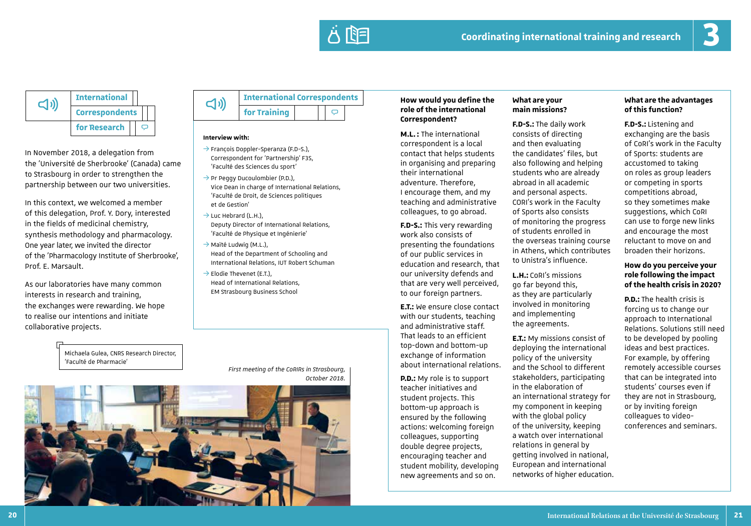## International Correspondents for Research

In November 2018, a delegation from the 'Université de Sherbrooke' (Canada) came to Strasbourg in order to strengthen the partnership between our two universities.

In this context, we welcomed a member of this delegation, Prof. Y. Dory, interested in the fields of medicinal chemistry, synthesis methodology and pharmacology. One year later, we invited the director of the 'Pharmacology Institute of Sherbrooke', Prof. E. Marsault.

As our laboratories have many common interests in research and training, the exchanges were rewarding. We hope to realise our intentions and initiate collaborative projects.

Michaela Gulea, CNRS Research Director, 'Faculté de Pharmacie'

*First meeting of the CoRIRs in Strasbourg, October 2018.*

## International Correspondents for Training

**Interview with:**

- François Doppler-Speranza (F.D-S.), Correspondent for 'Partnership' F3S, 'Faculté des Sciences du sport'
- Pr Peggy Ducoulombier (P.D.), Vice Dean in charge of International Relations, 'Faculté de Droit, de Sciences politiques et de Gestion'
- Luc Hebrard (L.H.), Deputy Director of International Relations, 'Faculté de Physique et Ingénierie'
- Maïté Ludwig (M.L.), Head of the Department of Schooling and International Relations, IUT Robert Schuman
- Elodie Thevenet (E.T.), Head of International Relations, EM Strasbourg Business School

**How would you define the role of the international Correspondent?**

**M.L.:** The international correspondent is a local contact that helps students in organising and preparing their international adventure. Therefore, I encourage them, and my teaching and administrative colleagues, to go abroad.

**F.D-S.:** This very rewarding work also consists of presenting the foundations of our public services in education and research, that our university defends and that are very well perceived, to our foreign partners.

**E.T.:** We ensure close contact with our students, teaching and administrative staff. That leads to an efficient top-down and bottom-up exchange of information about international relations.

**P.D.:** My role is to support teacher initiatives and student projects. This bottom-up approach is ensured by the following actions: welcoming foreign colleagues, supporting double degree projects, encouraging teacher and student mobility, developing new agreements and so on.

**What are your main missions?**

**F.D-S.:** The daily work consists of directing and then evaluating the candidates' files, but also following and helping students who are already abroad in all academic and personal aspects. CORI's work in the Faculty of Sports also consists of monitoring the progress of students enrolled in the overseas training course in Athens, which contributes to Unistra's influence.

**L.H.:** CoRI's missions go far beyond this, as they are particularly involved in monitoring and implementing the agreements.

**E.T.:** My missions consist of deploying the international policy of the university and the School to different stakeholders, participating in the elaboration of an international strategy for my component in keeping with the global policy of the university, keeping a watch over international relations in general by getting involved in national, European and international networks of higher education.

**What are the advantages of this function?**

**F.D-S.:** Listening and exchanging are the basis of CoRI's work in the Faculty of Sports: students are accustomed to taking on roles as group leaders or competing in sports competitions abroad, so they sometimes make suggestions, which CoRI can use to forge new links and encourage the most reluctant to move on and broaden their horizons.

**How do you perceive your role following the impact of the health crisis in 2020?**

**P.D.:** The health crisis is forcing us to change our approach to International Relations. Solutions still need to be developed by pooling ideas and best practices. For example, by offering remotely accessible courses that can be integrated into students' courses even if they are not in Strasbourg, or by inviting foreign colleagues to video-conferences and seminars.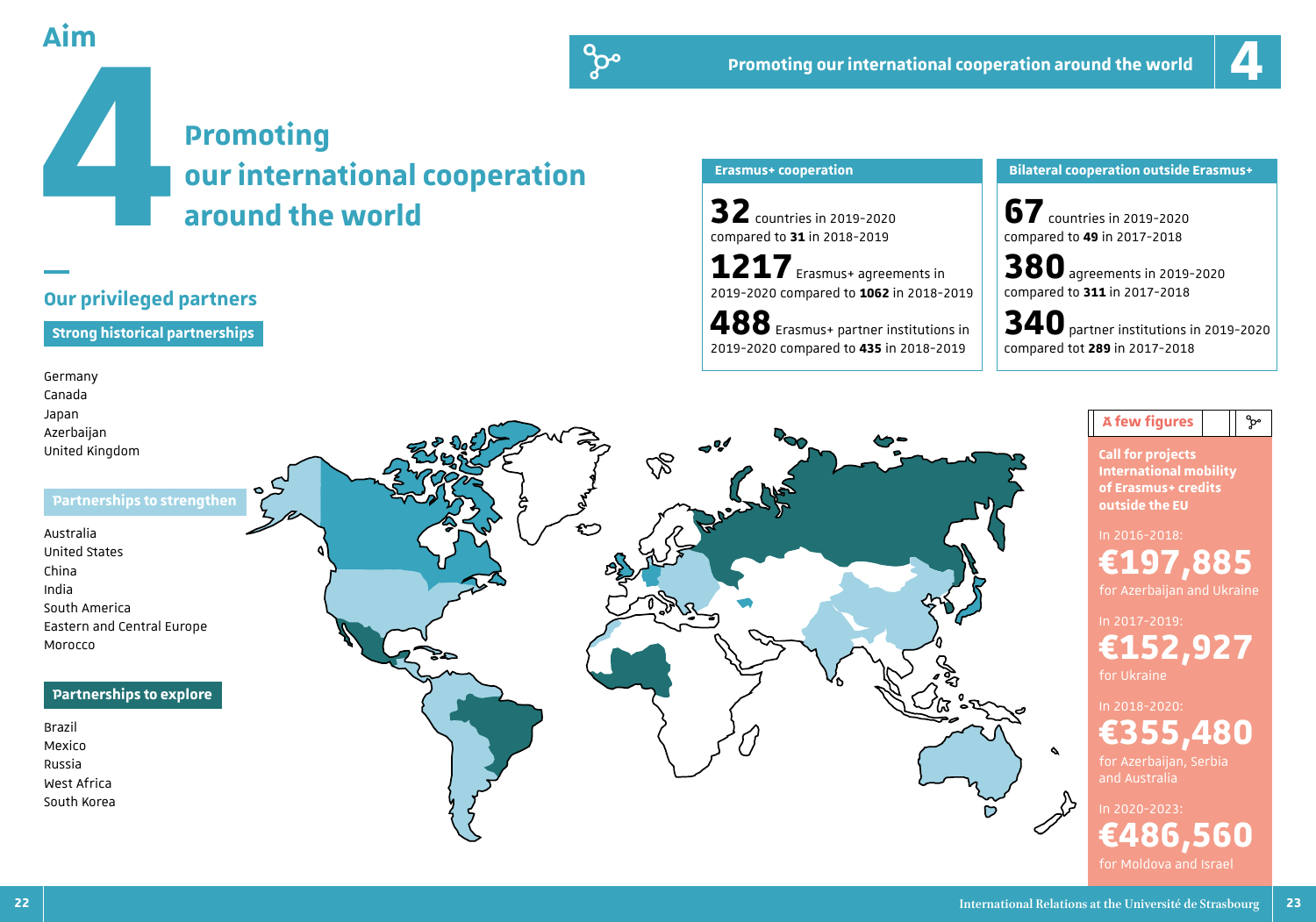# Aim 4

## Promoting our international cooperation around the world

### Our privileged partners

**Strong historical partnerships**

Germany
Canada
Japan
Azerbaijan
United Kingdom

**Partnerships to strengthen**

Australia
United States
China
India
South America
Eastern and Central Europe
Morocco

**Partnerships to explore**

Brazil
Mexico
Russia
West Africa
South Korea

### Erasmus+ cooperation

**32** countries in 2019-2020 compared to **31** in 2018-2019

**1217** Erasmus+ agreements in 2019-2020 compared to **1062** in 2018-2019

**488** Erasmus+ partner institutions in 2019-2020 compared to **435** in 2018-2019

### Bilateral cooperation outside Erasmus+

**67** countries in 2019-2020 compared to **49** in 2017-2018

**380** agreements in 2019-2020 compared to **311** in 2017-2018

**340** partner institutions in 2019-2020 compared tot **289** in 2017-2018

### A few figures

**Call for projects International mobility of Erasmus+ credits outside the EU**

In 2016-2018:
**€197,885**
for Azerbaijan and Ukraine

In 2017-2019:
**€152,927**
for Ukraine

In 2018-2020:
**€355,480**
for Azerbaijan, Serbia and Australia

In 2020-2023:
**€486,560**
for Moldova and Israel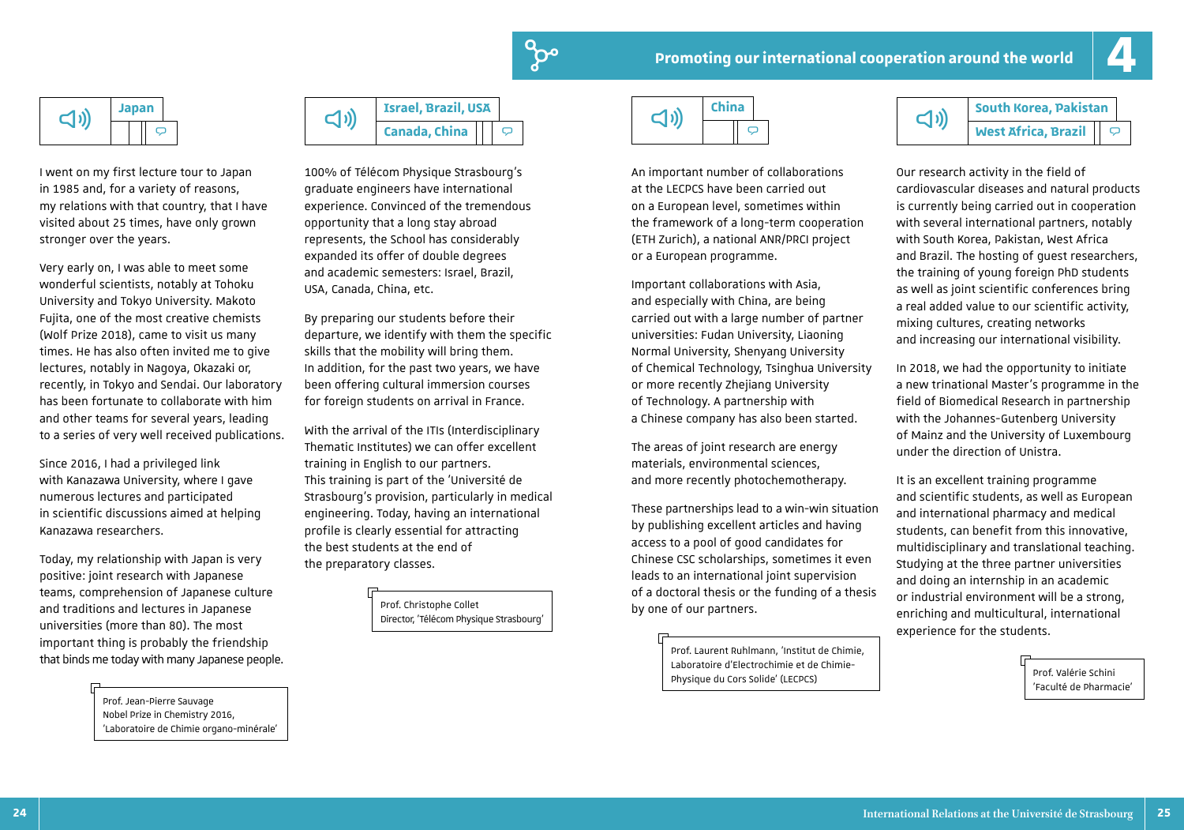## Promoting our international cooperation around the world

### Japan

I went on my first lecture tour to Japan in 1985 and, for a variety of reasons, my relations with that country, that I have visited about 25 times, have only grown stronger over the years.

Very early on, I was able to meet some wonderful scientists, notably at Tohoku University and Tokyo University. Makoto Fujita, one of the most creative chemists (Wolf Prize 2018), came to visit us many times. He has also often invited me to give lectures, notably in Nagoya, Okazaki or, recently, in Tokyo and Sendai. Our laboratory has been fortunate to collaborate with him and other teams for several years, leading to a series of very well received publications.

Since 2016, I had a privileged link with Kanazawa University, where I gave numerous lectures and participated in scientific discussions aimed at helping Kanazawa researchers.

Today, my relationship with Japan is very positive: joint research with Japanese teams, comprehension of Japanese culture and traditions and lectures in Japanese universities (more than 80). The most important thing is probably the friendship that binds me today with many Japanese people.

Prof. Jean-Pierre Sauvage
Nobel Prize in Chemistry 2016,
'Laboratoire de Chimie organo-minérale'

### Israel, Brazil, USA, Canada, China

100% of Télécom Physique Strasbourg's graduate engineers have international experience. Convinced of the tremendous opportunity that a long stay abroad represents, the School has considerably expanded its offer of double degrees and academic semesters: Israel, Brazil, USA, Canada, China, etc.

By preparing our students before their departure, we identify with them the specific skills that the mobility will bring them. In addition, for the past two years, we have been offering cultural immersion courses for foreign students on arrival in France.

With the arrival of the ITIs (Interdisciplinary Thematic Institutes) we can offer excellent training in English to our partners. This training is part of the 'Université de Strasbourg's provision, particularly in medical engineering. Today, having an international profile is clearly essential for attracting the best students at the end of the preparatory classes.

Prof. Christophe Collet
Director, 'Télécom Physique Strasbourg'

### China

An important number of collaborations at the LECPCS have been carried out on a European level, sometimes within the framework of a long-term cooperation (ETH Zurich), a national ANR/PRCI project or a European programme.

Important collaborations with Asia, and especially with China, are being carried out with a large number of partner universities: Fudan University, Liaoning Normal University, Shenyang University of Chemical Technology, Tsinghua University or more recently Zhejiang University of Technology. A partnership with a Chinese company has also been started.

The areas of joint research are energy materials, environmental sciences, and more recently photochemotherapy.

These partnerships lead to a win-win situation by publishing excellent articles and having access to a pool of good candidates for Chinese CSC scholarships, sometimes it even leads to an international joint supervision of a doctoral thesis or the funding of a thesis by one of our partners.

Prof. Laurent Ruhlmann, 'Institut de Chimie, Laboratoire d'Electrochimie et de Chimie-Physique du Cors Solide' (LECPCS)

### South Korea, Pakistan, West Africa, Brazil

Our research activity in the field of cardiovascular diseases and natural products is currently being carried out in cooperation with several international partners, notably with South Korea, Pakistan, West Africa and Brazil. The hosting of guest researchers, the training of young foreign PhD students as well as joint scientific conferences bring a real added value to our scientific activity, mixing cultures, creating networks and increasing our international visibility.

In 2018, we had the opportunity to initiate a new trinational Master's programme in the field of Biomedical Research in partnership with the Johannes-Gutenberg University of Mainz and the University of Luxembourg under the direction of Unistra.

It is an excellent training programme and scientific students, as well as European and international pharmacy and medical students, can benefit from this innovative, multidisciplinary and translational teaching. Studying at the three partner universities and doing an internship in an academic or industrial environment will be a strong, enriching and multicultural, international experience for the students.

Prof. Valérie Schini
'Faculté de Pharmacie'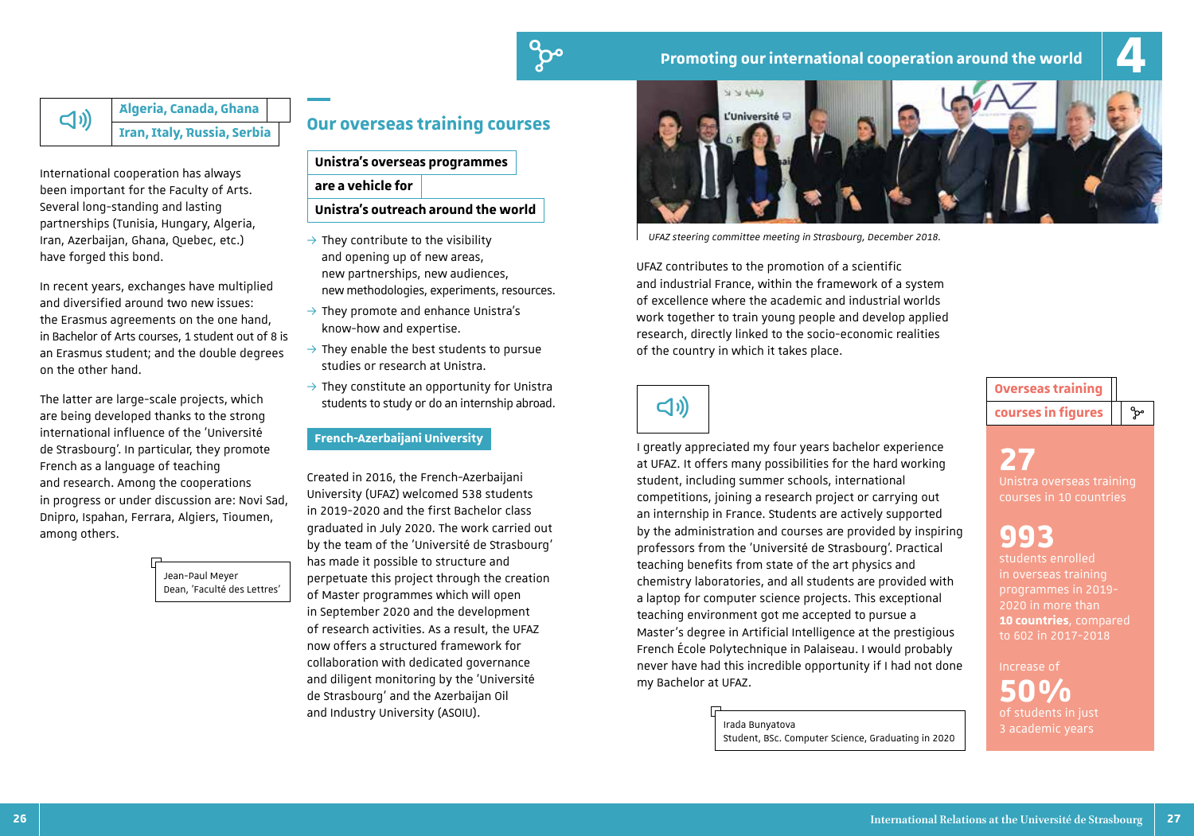## 4 Promoting our international cooperation around the world

### Algeria, Canada, Ghana Iran, Italy, Russia, Serbia

International cooperation has always been important for the Faculty of Arts. Several long-standing and lasting partnerships (Tunisia, Hungary, Algeria, Iran, Azerbaijan, Ghana, Quebec, etc.) have forged this bond.

In recent years, exchanges have multiplied and diversified around two new issues: the Erasmus agreements on the one hand, in Bachelor of Arts courses, 1 student out of 8 is an Erasmus student; and the double degrees on the other hand.

The latter are large-scale projects, which are being developed thanks to the strong international influence of the 'Université de Strasbourg'. In particular, they promote French as a language of teaching and research. Among the cooperations in progress or under discussion are: Novi Sad, Dnipro, Ispahan, Ferrara, Algiers, Tioumen, among others.

Jean-Paul Meyer
Dean, 'Faculté des Lettres'

## Our overseas training courses

### Unistra's overseas programmes are a vehicle for Unistra's outreach around the world

- They contribute to the visibility and opening up of new areas, new partnerships, new audiences, new methodologies, experiments, resources.
- They promote and enhance Unistra's know-how and expertise.
- They enable the best students to pursue studies or research at Unistra.
- They constitute an opportunity for Unistra students to study or do an internship abroad.

### French-Azerbaijani University

Created in 2016, the French-Azerbaijani University (UFAZ) welcomed 538 students in 2019-2020 and the first Bachelor class graduated in July 2020. The work carried out by the team of the 'Université de Strasbourg' has made it possible to structure and perpetuate this project through the creation of Master programmes which will open in September 2020 and the development of research activities. As a result, the UFAZ now offers a structured framework for collaboration with dedicated governance and diligent monitoring by the 'Université de Strasbourg' and the Azerbaijan Oil and Industry University (ASOIU).

*UFAZ steering committee meeting in Strasbourg, December 2018.*

UFAZ contributes to the promotion of a scientific and industrial France, within the framework of a system of excellence where the academic and industrial worlds work together to train young people and develop applied research, directly linked to the socio-economic realities of the country in which it takes place.

I greatly appreciated my four years bachelor experience at UFAZ. It offers many possibilities for the hard working student, including summer schools, international competitions, joining a research project or carrying out an internship in France. Students are actively supported by the administration and courses are provided by inspiring professors from the 'Université de Strasbourg'. Practical teaching benefits from state of the art physics and chemistry laboratories, and all students are provided with a laptop for computer science projects. This exceptional teaching environment got me accepted to pursue a Master's degree in Artificial Intelligence at the prestigious French École Polytechnique in Palaiseau. I would probably never have had this incredible opportunity if I had not done my Bachelor at UFAZ.

Irada Bunyatova
Student, BSc. Computer Science, Graduating in 2020

### Overseas training courses in figures

**27**
Unistra overseas training courses in 10 countries

**993**
students enrolled in overseas training programmes in 2019-2020 in more than **10 countries**, compared to 602 in 2017-2018

Increase of
**50%**
of students in just 3 academic years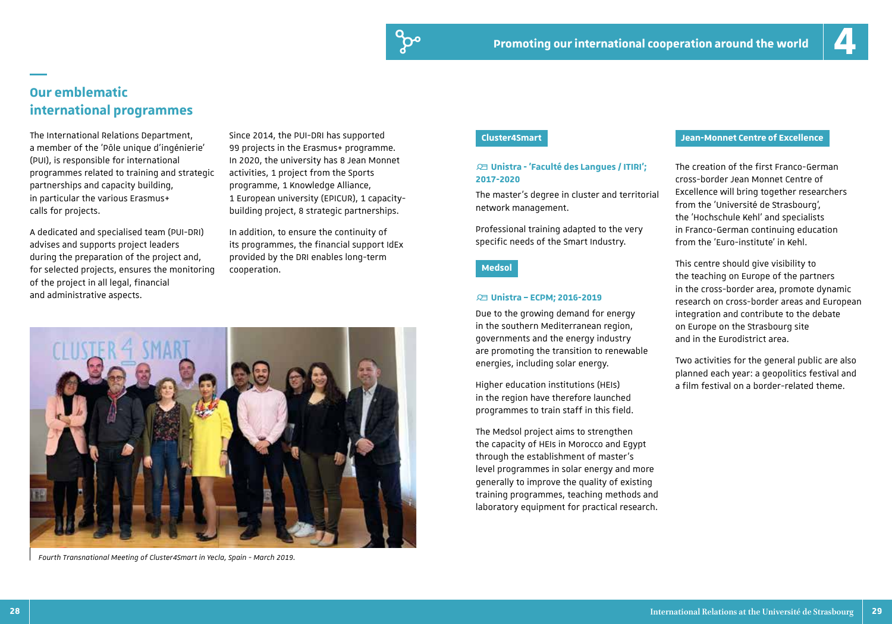## Our emblematic international programmes

The International Relations Department, a member of the 'Pôle unique d'ingénierie' (PUI), is responsible for international programmes related to training and strategic partnerships and capacity building, in particular the various Erasmus+ calls for projects.

A dedicated and specialised team (PUI-DRI) advises and supports project leaders during the preparation of the project and, for selected projects, ensures the monitoring of the project in all legal, financial and administrative aspects.

Since 2014, the PUI-DRI has supported 99 projects in the Erasmus+ programme. In 2020, the university has 8 Jean Monnet activities, 1 project from the Sports programme, 1 Knowledge Alliance, 1 European university (EPICUR), 1 capacity-building project, 8 strategic partnerships.

In addition, to ensure the continuity of its programmes, the financial support IdEx provided by the DRI enables long-term cooperation.

*Fourth Transnational Meeting of Cluster4Smart in Yecla, Spain - March 2019.*

### Cluster4Smart

**Unistra - 'Faculté des Langues / ITIRI'; 2017-2020**

The master's degree in cluster and territorial network management.

Professional training adapted to the very specific needs of the Smart Industry.

### Medsol

**Unistra – ECPM; 2016-2019**

Due to the growing demand for energy in the southern Mediterranean region, governments and the energy industry are promoting the transition to renewable energies, including solar energy.

Higher education institutions (HEIs) in the region have therefore launched programmes to train staff in this field.

The Medsol project aims to strengthen the capacity of HEIs in Morocco and Egypt through the establishment of master's level programmes in solar energy and more generally to improve the quality of existing training programmes, teaching methods and laboratory equipment for practical research.

### Jean-Monnet Centre of Excellence

The creation of the first Franco-German cross-border Jean Monnet Centre of Excellence will bring together researchers from the 'Université de Strasbourg', the 'Hochschule Kehl' and specialists in Franco-German continuing education from the 'Euro-institute' in Kehl.

This centre should give visibility to the teaching on Europe of the partners in the cross-border area, promote dynamic research on cross-border areas and European integration and contribute to the debate on Europe on the Strasbourg site and in the Eurodistrict area.

Two activities for the general public are also planned each year: a geopolitics festival and a film festival on a border-related theme.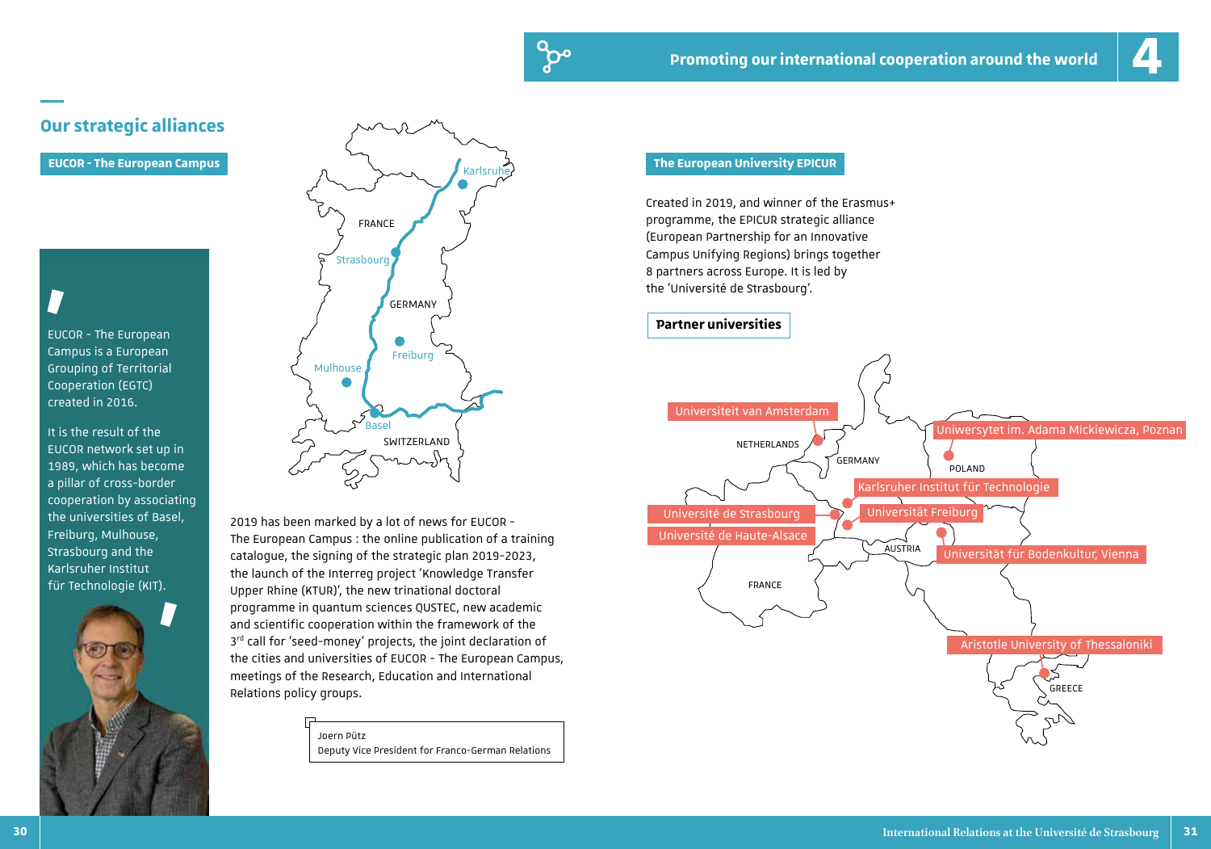# Promoting our international cooperation around the world

## Our strategic alliances

### EUCOR - The European Campus

> EUCOR - The European Campus is a European Grouping of Territorial Cooperation (EGTC) created in 2016.
>
> It is the result of the EUCOR network set up in 1989, which has become a pillar of cross-border cooperation by associating the universities of Basel, Freiburg, Mulhouse, Strasbourg and the Karlsruher Institut für Technologie (KIT).

Karlsruhe, FRANCE, Strasbourg, GERMANY, Freiburg, Mulhouse, Basel, SWITZERLAND

2019 has been marked by a lot of news for EUCOR - The European Campus : the online publication of a training catalogue, the signing of the strategic plan 2019-2023, the launch of the Interreg project 'Knowledge Transfer Upper Rhine (KTUR)', the new trinational doctoral programme in quantum sciences QUSTEC, new academic and scientific cooperation within the framework of the 3rd call for 'seed-money' projects, the joint declaration of the cities and universities of EUCOR - The European Campus, meetings of the Research, Education and International Relations policy groups.

Joern Pütz
Deputy Vice President for Franco-German Relations

### The European University EPICUR

Created in 2019, and winner of the Erasmus+ programme, the EPICUR strategic alliance (European Partnership for an Innovative Campus Unifying Regions) brings together 8 partners across Europe. It is led by the 'Université de Strasbourg'.

**Partner universities**

- Universiteit van Amsterdam
- Uniwersytet im. Adama Mickiewicza, Poznan
- Karlsruher Institut für Technologie
- Université de Strasbourg
- Universität Freiburg
- Université de Haute-Alsace
- Universität für Bodenkultur, Vienna
- Aristotle University of Thessaloniki

NETHERLANDS, GERMANY, POLAND, AUSTRIA, FRANCE, GREECE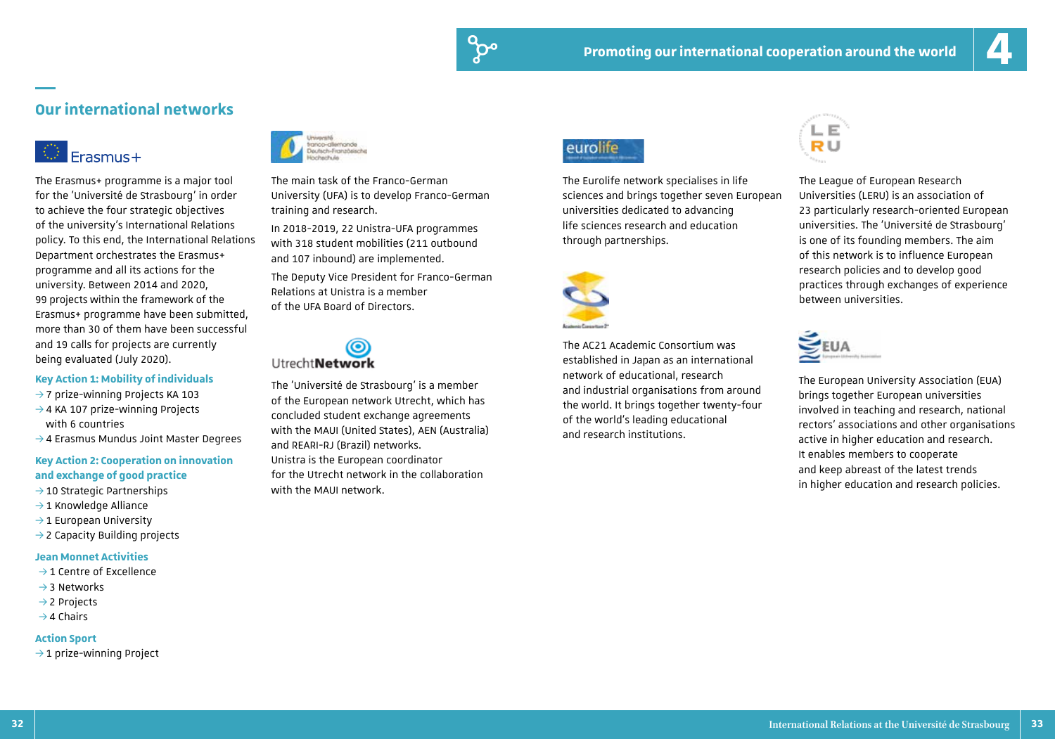## Our international networks

Erasmus+

The Erasmus+ programme is a major tool for the 'Université de Strasbourg' in order to achieve the four strategic objectives of the university's International Relations policy. To this end, the International Relations Department orchestrates the Erasmus+ programme and all its actions for the university. Between 2014 and 2020, 99 projects within the framework of the Erasmus+ programme have been submitted, more than 30 of them have been successful and 19 calls for projects are currently being evaluated (July 2020).

**Key Action 1: Mobility of individuals**

- → 7 prize-winning Projects KA 103
- → 4 KA 107 prize-winning Projects with 6 countries
- → 4 Erasmus Mundus Joint Master Degrees

**Key Action 2: Cooperation on innovation and exchange of good practice**

- → 10 Strategic Partnerships
- → 1 Knowledge Alliance
- → 1 European University
- → 2 Capacity Building projects

**Jean Monnet Activities**

- → 1 Centre of Excellence
- → 3 Networks
- → 2 Projects
- → 4 Chairs

**Action Sport**

- → 1 prize-winning Project

The main task of the Franco-German University (UFA) is to develop Franco-German training and research.

In 2018-2019, 22 Unistra-UFA programmes with 318 student mobilities (211 outbound and 107 inbound) are implemented.

The Deputy Vice President for Franco-German Relations at Unistra is a member of the UFA Board of Directors.

UtrechtNetwork

The 'Université de Strasbourg' is a member of the European network Utrecht, which has concluded student exchange agreements with the MAUI (United States), AEN (Australia) and REARI-RJ (Brazil) networks. Unistra is the European coordinator for the Utrecht network in the collaboration with the MAUI network.

eurolife

The Eurolife network specialises in life sciences and brings together seven European universities dedicated to advancing life sciences research and education through partnerships.

The AC21 Academic Consortium was established in Japan as an international network of educational, research and industrial organisations from around the world. It brings together twenty-four of the world's leading educational and research institutions.

The League of European Research Universities (LERU) is an association of 23 particularly research-oriented European universities. The 'Université de Strasbourg' is one of its founding members. The aim of this network is to influence European research policies and to develop good practices through exchanges of experience between universities.

The European University Association (EUA) brings together European universities involved in teaching and research, national rectors' associations and other organisations active in higher education and research. It enables members to cooperate and keep abreast of the latest trends in higher education and research policies.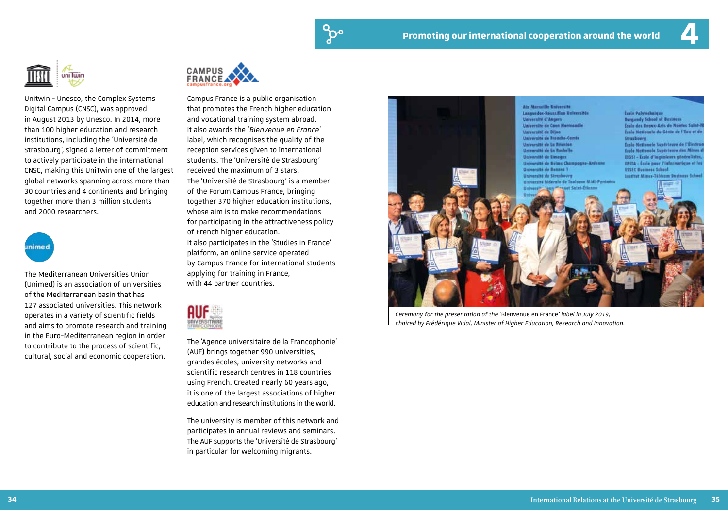Unitwin - Unesco, the Complex Systems Digital Campus (CNSC), was approved in August 2013 by Unesco. In 2014, more than 100 higher education and research institutions, including the 'Université de Strasbourg', signed a letter of commitment to actively participate in the international CNSC, making this UniTwin one of the largest global networks spanning across more than 30 countries and 4 continents and bringing together more than 3 million students and 2000 researchers.

The Mediterranean Universities Union (Unimed) is an association of universities of the Mediterranean basin that has 127 associated universities. This network operates in a variety of scientific fields and aims to promote research and training in the Euro-Mediterranean region in order to contribute to the process of scientific, cultural, social and economic cooperation.

Campus France is a public organisation that promotes the French higher education and vocational training system abroad. It also awards the '*Bienvenue en France*' label, which recognises the quality of the reception services given to international students. The 'Université de Strasbourg' received the maximum of 3 stars.
The 'Université de Strasbourg' is a member of the Forum Campus France, bringing together 370 higher education institutions, whose aim is to make recommendations for participating in the attractiveness policy of French higher education.
It also participates in the 'Studies in France' platform, an online service operated by Campus France for international students applying for training in France, with 44 partner countries.

The 'Agence universitaire de la Francophonie' (AUF) brings together 990 universities, grandes écoles, university networks and scientific research centres in 118 countries using French. Created nearly 60 years ago, it is one of the largest associations of higher education and research institutions in the world.

The university is member of this network and participates in annual reviews and seminars. The AUF supports the 'Université de Strasbourg' in particular for welcoming migrants.

*Ceremony for the presentation of the* 'Bienvenue en France' *label in July 2019, chaired by Frédérique Vidal, Minister of Higher Education, Research and Innovation.*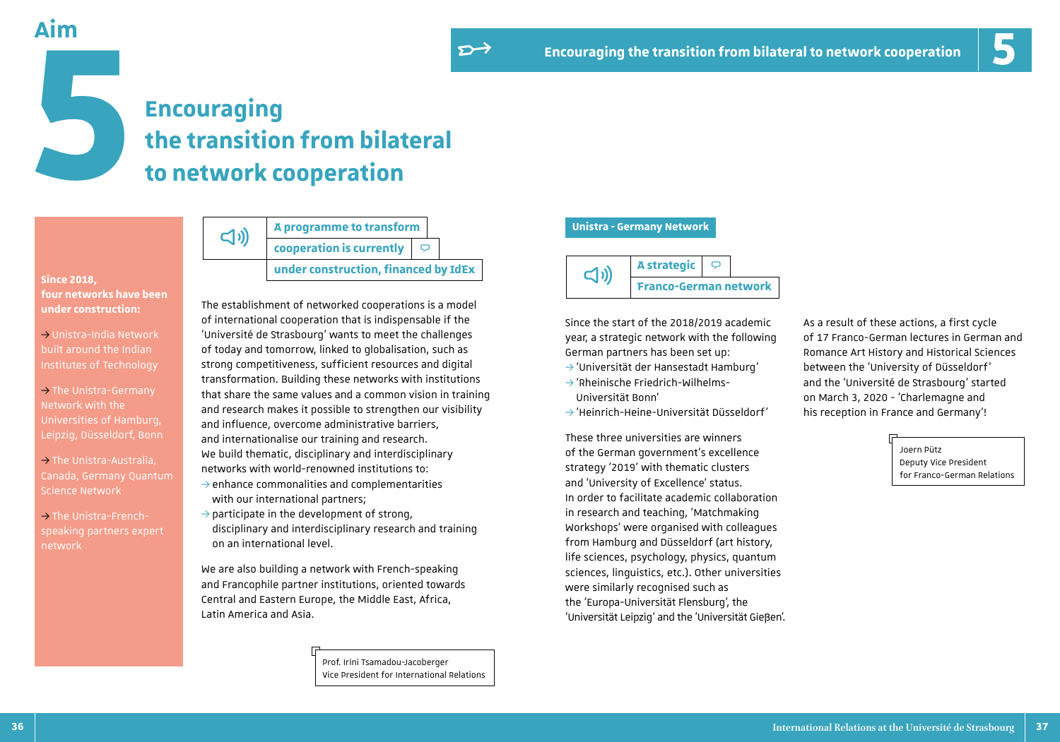# Aim 5

# Encouraging the transition from bilateral to network cooperation

**Since 2018, four networks have been under construction:**

→ Unistra-India Network built around the Indian Institutes of Technology

→ The Unistra-Germany Network with the Universities of Hamburg, Leipzig, Düsseldorf, Bonn

→ The Unistra-Australia, Canada, Germany Quantum Science Network

→ The Unistra-French-speaking partners expert network

## A programme to transform cooperation is currently under construction, financed by IdEx

The establishment of networked cooperations is a model of international cooperation that is indispensable if the 'Université de Strasbourg' wants to meet the challenges of today and tomorrow, linked to globalisation, such as strong competitiveness, sufficient resources and digital transformation. Building these networks with institutions that share the same values and a common vision in training and research makes it possible to strengthen our visibility and influence, overcome administrative barriers, and internationalise our training and research.
We build thematic, disciplinary and interdisciplinary networks with world-renowned institutions to:

→ enhance commonalities and complementarities with our international partners;
→ participate in the development of strong, disciplinary and interdisciplinary research and training on an international level.

We are also building a network with French-speaking and Francophile partner institutions, oriented towards Central and Eastern Europe, the Middle East, Africa, Latin America and Asia.

Prof. Irini Tsamadou-Jacoberger
Vice President for International Relations

## Unistra - Germany Network

### A strategic Franco-German network

Since the start of the 2018/2019 academic year, a strategic network with the following German partners has been set up:

→ 'Universität der Hansestadt Hamburg'
→ 'Rheinische Friedrich-Wilhelms-Universität Bonn'
→ 'Heinrich-Heine-Universität Düsseldorf'

These three universities are winners of the German government's excellence strategy '2019' with thematic clusters and 'University of Excellence' status.
In order to facilitate academic collaboration in research and teaching, 'Matchmaking Workshops' were organised with colleagues from Hamburg and Düsseldorf (art history, life sciences, psychology, physics, quantum sciences, linguistics, etc.). Other universities were similarly recognised such as the 'Europa-Universität Flensburg', the 'Universität Leipzig' and the 'Universität Gießen'.

As a result of these actions, a first cycle of 17 Franco-German lectures in German and Romance Art History and Historical Sciences between the 'University of Düsseldorf' and the 'Université de Strasbourg' started on March 3, 2020 - 'Charlemagne and his reception in France and Germany'!

Joern Pütz
Deputy Vice President for Franco-German Relations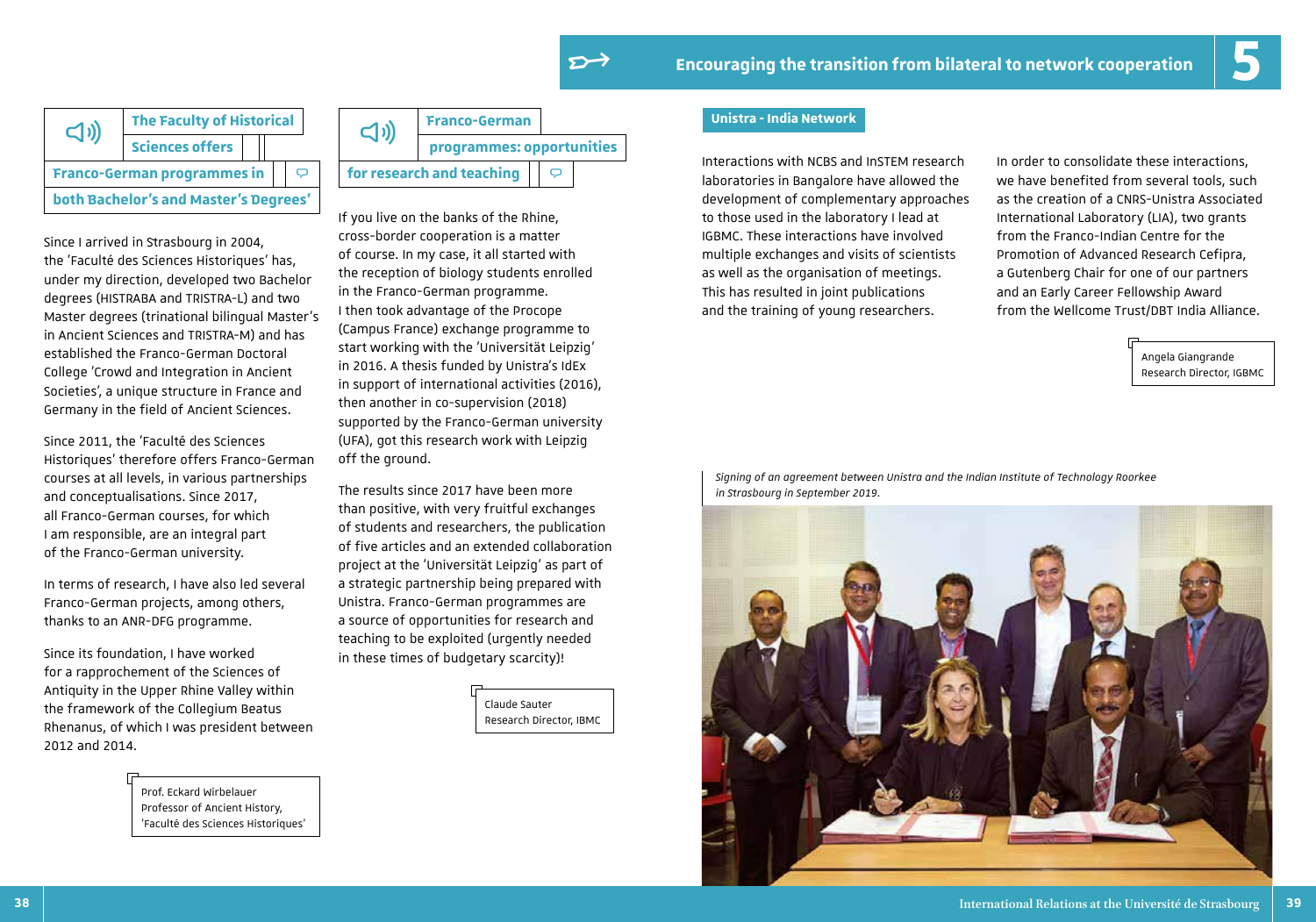## Encouraging the transition from bilateral to network cooperation

### The Faculty of Historical Sciences offers Franco-German programmes in both Bachelor's and Master's Degrees'

Since I arrived in Strasbourg in 2004, the 'Faculté des Sciences Historiques' has, under my direction, developed two Bachelor degrees (HISTRABA and TRISTRA-L) and two Master degrees (trinational bilingual Master's in Ancient Sciences and TRISTRA-M) and has established the Franco-German Doctoral College 'Crowd and Integration in Ancient Societies', a unique structure in France and Germany in the field of Ancient Sciences.

Since 2011, the 'Faculté des Sciences Historiques' therefore offers Franco-German courses at all levels, in various partnerships and conceptualisations. Since 2017, all Franco-German courses, for which I am responsible, are an integral part of the Franco-German university.

In terms of research, I have also led several Franco-German projects, among others, thanks to an ANR-DFG programme.

Since its foundation, I have worked for a rapprochement of the Sciences of Antiquity in the Upper Rhine Valley within the framework of the Collegium Beatus Rhenanus, of which I was president between 2012 and 2014.

Prof. Eckard Wirbelauer
Professor of Ancient History,
'Faculté des Sciences Historiques'

### Franco-German programmes: opportunities for research and teaching

If you live on the banks of the Rhine, cross-border cooperation is a matter of course. In my case, it all started with the reception of biology students enrolled in the Franco-German programme. I then took advantage of the Procope (Campus France) exchange programme to start working with the 'Universität Leipzig' in 2016. A thesis funded by Unistra's IdEx in support of international activities (2016), then another in co-supervision (2018) supported by the Franco-German university (UFA), got this research work with Leipzig off the ground.

The results since 2017 have been more than positive, with very fruitful exchanges of students and researchers, the publication of five articles and an extended collaboration project at the 'Universität Leipzig' as part of a strategic partnership being prepared with Unistra. Franco-German programmes are a source of opportunities for research and teaching to be exploited (urgently needed in these times of budgetary scarcity)!

Claude Sauter
Research Director, IBMC

### Unistra - India Network

Interactions with NCBS and InSTEM research laboratories in Bangalore have allowed the development of complementary approaches to those used in the laboratory I lead at IGBMC. These interactions have involved multiple exchanges and visits of scientists as well as the organisation of meetings. This has resulted in joint publications and the training of young researchers.

In order to consolidate these interactions, we have benefited from several tools, such as the creation of a CNRS-Unistra Associated International Laboratory (LIA), two grants from the Franco-Indian Centre for the Promotion of Advanced Research Cefipra, a Gutenberg Chair for one of our partners and an Early Career Fellowship Award from the Wellcome Trust/DBT India Alliance.

Angela Giangrande
Research Director, IGBMC

*Signing of an agreement between Unistra and the Indian Institute of Technology Roorkee in Strasbourg in September 2019.*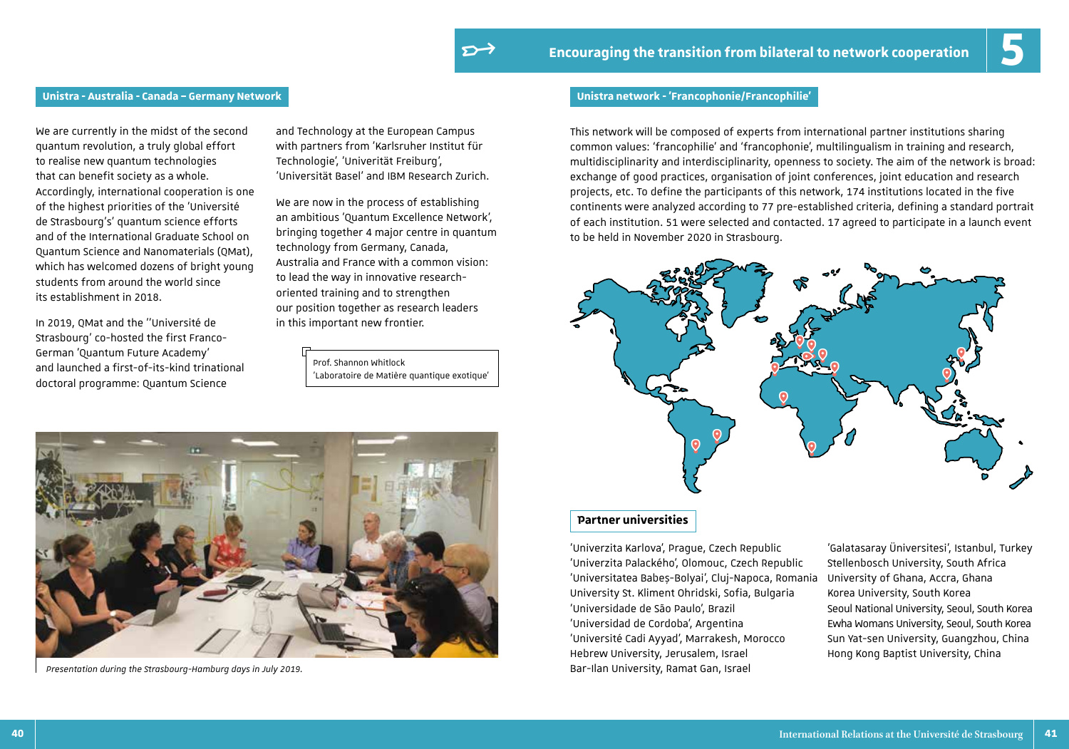# Encouraging the transition from bilateral to network cooperation

## Unistra - Australia - Canada – Germany Network

We are currently in the midst of the second quantum revolution, a truly global effort to realise new quantum technologies that can benefit society as a whole. Accordingly, international cooperation is one of the highest priorities of the 'Université de Strasbourg's' quantum science efforts and of the International Graduate School on Quantum Science and Nanomaterials (QMat), which has welcomed dozens of bright young students from around the world since its establishment in 2018.

In 2019, QMat and the ''Université de Strasbourg' co-hosted the first Franco-German 'Quantum Future Academy' and launched a first-of-its-kind trinational doctoral programme: Quantum Science and Technology at the European Campus with partners from 'Karlsruher Institut für Technologie', 'Univeritát Freiburg', 'Universität Basel' and IBM Research Zurich.

We are now in the process of establishing an ambitious 'Quantum Excellence Network', bringing together 4 major centre in quantum technology from Germany, Canada, Australia and France with a common vision: to lead the way in innovative research-oriented training and to strengthen our position together as research leaders in this important new frontier.

Prof. Shannon Whitlock
'Laboratoire de Matière quantique exotique'

*Presentation during the Strasbourg-Hamburg days in July 2019.*

## Unistra network - 'Francophonie/Francophilie'

This network will be composed of experts from international partner institutions sharing common values: 'francophilie' and 'francophonie', multilingualism in training and research, multidisciplinarity and interdisciplinarity, openness to society. The aim of the network is broad: exchange of good practices, organisation of joint conferences, joint education and research projects, etc. To define the participants of this network, 174 institutions located in the five continents were analyzed according to 77 pre-established criteria, defining a standard portrait of each institution. 51 were selected and contacted. 17 agreed to participate in a launch event to be held in November 2020 in Strasbourg.

### Partner universities

- 'Univerzita Karlova', Prague, Czech Republic
- 'Univerzita Palackého', Olomouc, Czech Republic
- 'Universitatea Babeș-Bolyai', Cluj-Napoca, Romania
- University St. Kliment Ohridski, Sofia, Bulgaria
- 'Universidade de São Paulo', Brazil
- 'Universidad de Cordoba', Argentina
- 'Université Cadi Ayyad', Marrakesh, Morocco
- Hebrew University, Jerusalem, Israel
- Bar-Ilan University, Ramat Gan, Israel
- 'Galatasaray Üniversitesi', Istanbul, Turkey
- Stellenbosch University, South Africa
- University of Ghana, Accra, Ghana
- Korea University, South Korea
- Seoul National University, Seoul, South Korea
- Ewha Womans University, Seoul, South Korea
- Sun Yat-sen University, Guangzhou, China
- Hong Kong Baptist University, China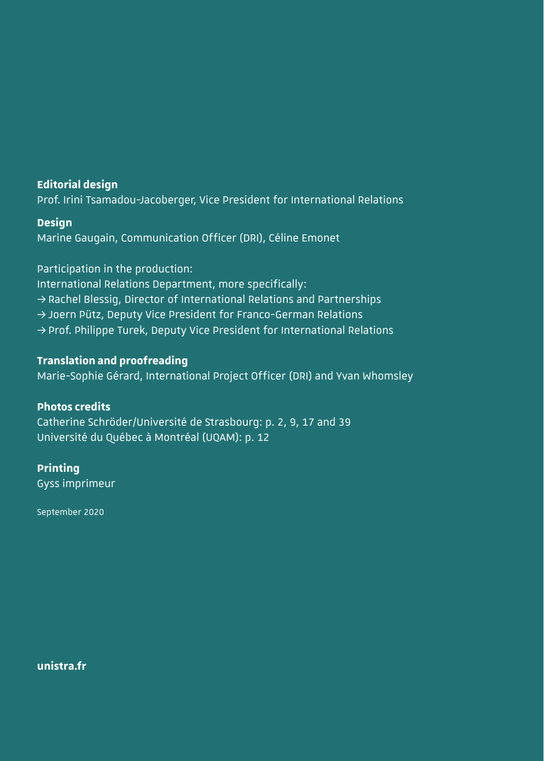**Editorial design**
Prof. Irini Tsamadou-Jacoberger, Vice President for International Relations

**Design**
Marine Gaugain, Communication Officer (DRI), Céline Emonet

Participation in the production:
International Relations Department, more specifically:
→ Rachel Blessig, Director of International Relations and Partnerships
→ Joern Pütz, Deputy Vice President for Franco-German Relations
→ Prof. Philippe Turek, Deputy Vice President for International Relations

**Translation and proofreading**
Marie-Sophie Gérard, International Project Officer (DRI) and Yvan Whomsley

**Photos credits**
Catherine Schröder/Université de Strasbourg: p. 2, 9, 17 and 39
Université du Québec à Montréal (UQAM): p. 12

**Printing**
Gyss imprimeur

September 2020

**unistra.fr**